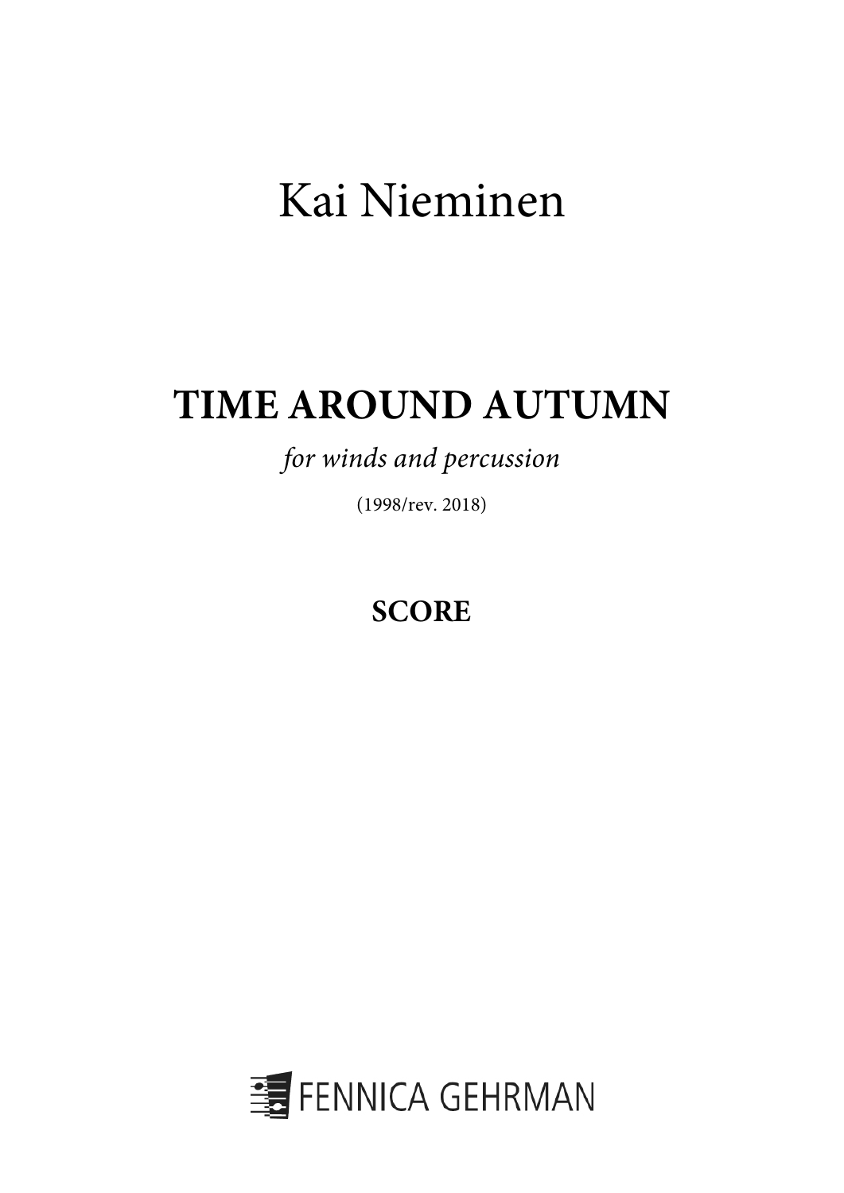# Kai Nieminen

## TIME AROUND AUTUMN

*for winds and percussion*

(1998/rev. 2018)

**SCORE**

FENNICA GEHRMAN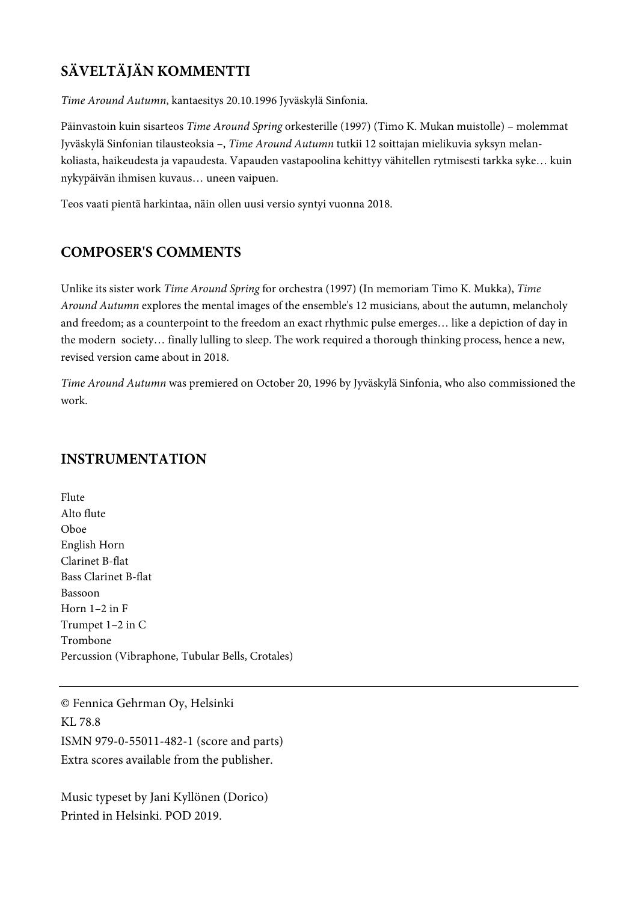## SÄVELTÄJÄN KOMMENTTI

*Time Around Autumn*, kantaesitys 20.10.1996 Jyväskylä Sinfonia.

Päinvastoin kuin sisarteos *Time Around Spring* orkesterille (1997) (Timo K. Mukan muistolle) – molemmat Jyväskylä Sinfonian tilausteoksia –, *Time Around Autumn* tutkii 12 soittajan mielikuvia syksyn melankoliasta, haikeudesta ja vapaudesta. Vapauden vastapoolina kehittyy vähitellen rytmisesti tarkka syke… kuin nykypäivän ihmisen kuvaus… uneen vaipuen.

Teos vaati pientä harkintaa, näin ollen uusi versio syntyi vuonna 2018.

## COMPOSER'S COMMENTS

Unlike its sister work *Time Around Spring* for orchestra (1997) (In memoriam Timo K. Mukka), *Time Around Autumn* explores the mental images of the ensemble's 12 musicians, about the autumn, melancholy and freedom; as a counterpoint to the freedom an exact rhythmic pulse emerges… like a depiction of day in the modern society… finally lulling to sleep. The work required a thorough thinking process, hence a new, revised version came about in 2018.

*Time Around Autumn* was premiered on October 20, 1996 by Jyväskylä Sinfonia, who also commissioned the work.

## INSTRUMENTATION

Flute
Alto flute
Oboe
English Horn
Clarinet B-flat
Bass Clarinet B-flat
Bassoon
Horn 1–2 in F
Trumpet 1–2 in C
Trombone
Percussion (Vibraphone, Tubular Bells, Crotales)

---

© Fennica Gehrman Oy, Helsinki
KL 78.8
ISMN 979-0-55011-482-1 (score and parts)
Extra scores available from the publisher.

Music typeset by Jani Kyllönen (Dorico)
Printed in Helsinki. POD 2019.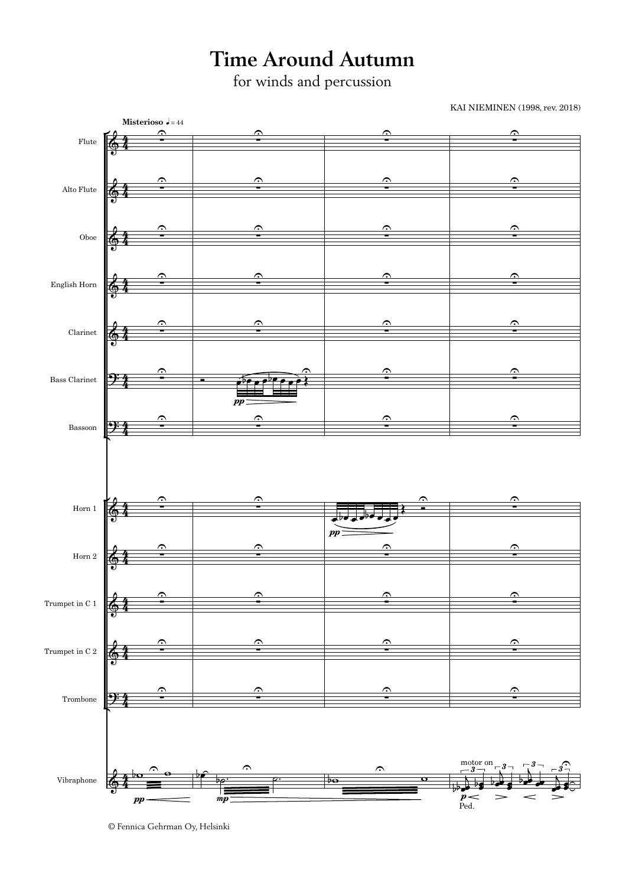# Time Around Autumn

for winds and percussion

KAI NIEMINEN (1998, rev. 2018)

© Fennica Gehrman Oy, Helsinki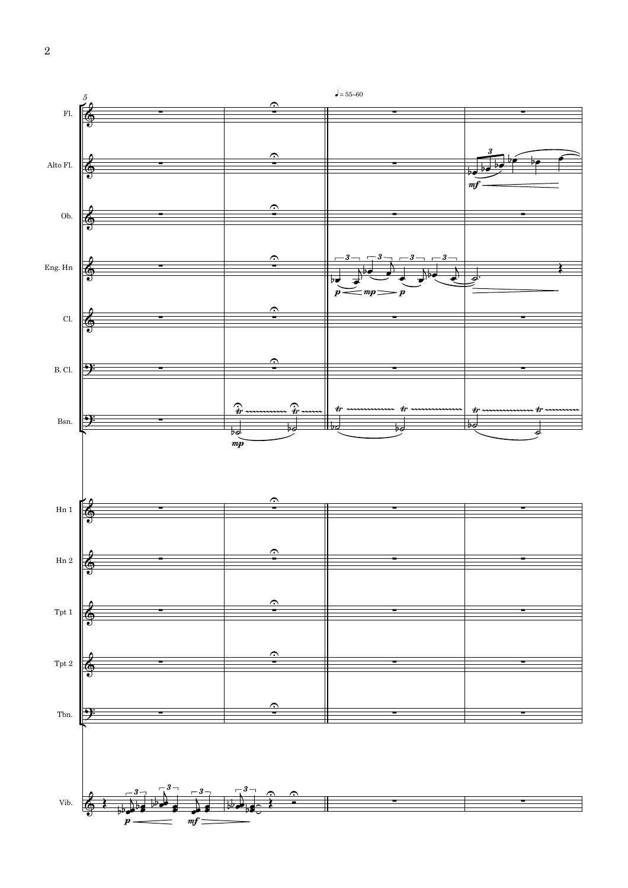♩ = 55–60

Fl.

Alto Fl.

Ob.

Eng. Hn

Cl.

B. Cl.

Bsn.

Hn 1

Hn 2

Tpt 1

Tpt 2

Tbn.

Vib.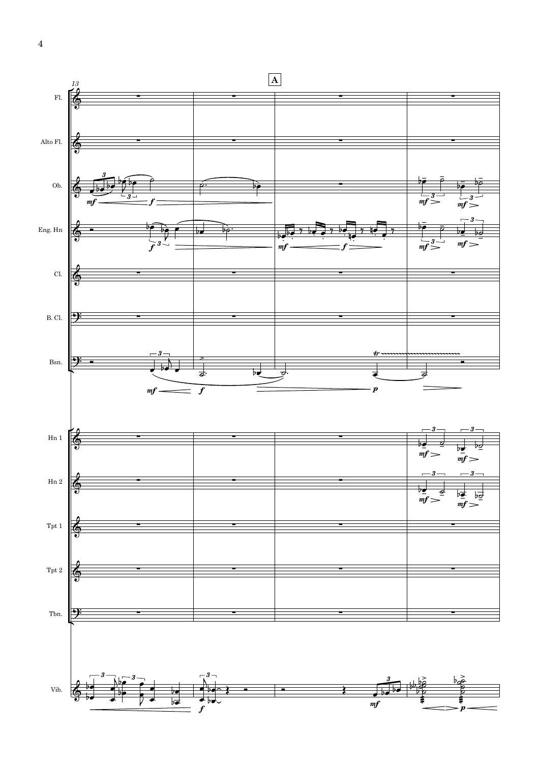13

**A**

Fl.

Alto Fl.

Ob.

Eng. Hn

Cl.

B. Cl.

Bsn.

Hn 1

Hn 2

Tpt 1

Tpt 2

Tbn.

Vib.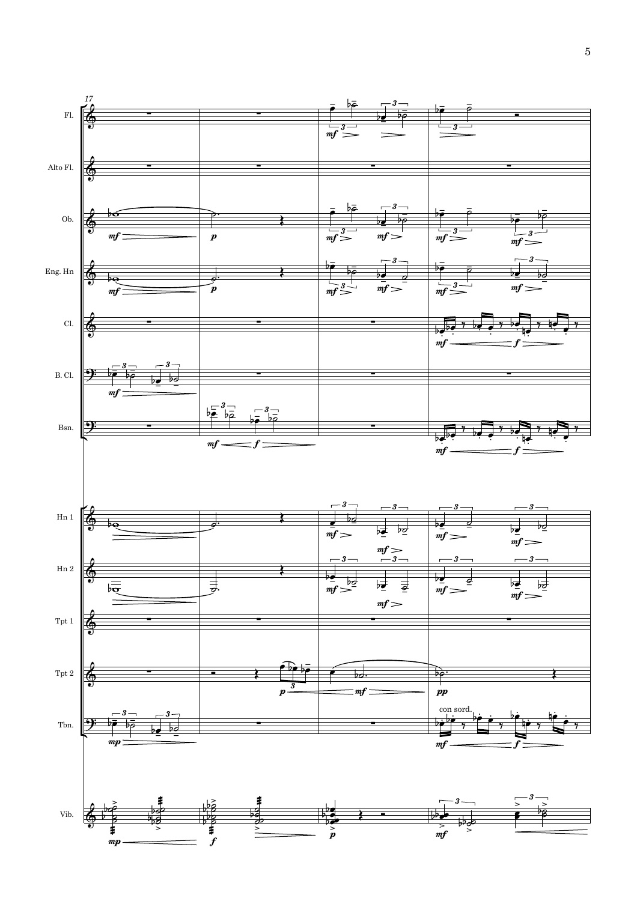Fl.

Alto Fl.

Ob.

Eng. Hn

Cl.

B. Cl.

Bsn.

Hn 1

Hn 2

Tpt 1

Tpt 2

Tbn.

con sord.

Vib.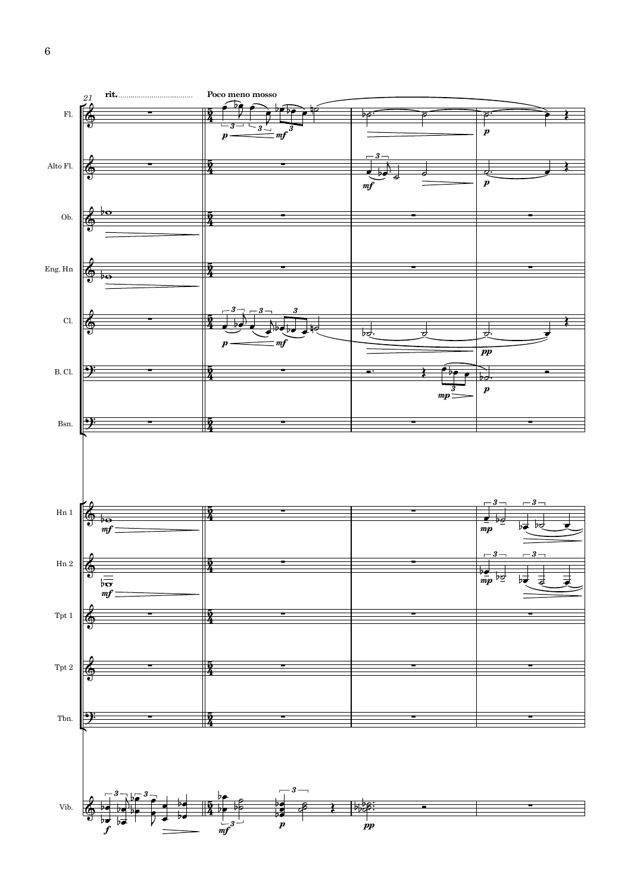rit. ... Poco meno mosso

Fl.

Alto Fl.

Ob.

Eng. Hn

Cl.

B. Cl.

Bsn.

Hn 1

Hn 2

Tpt 1

Tpt 2

Tbn.

Vib.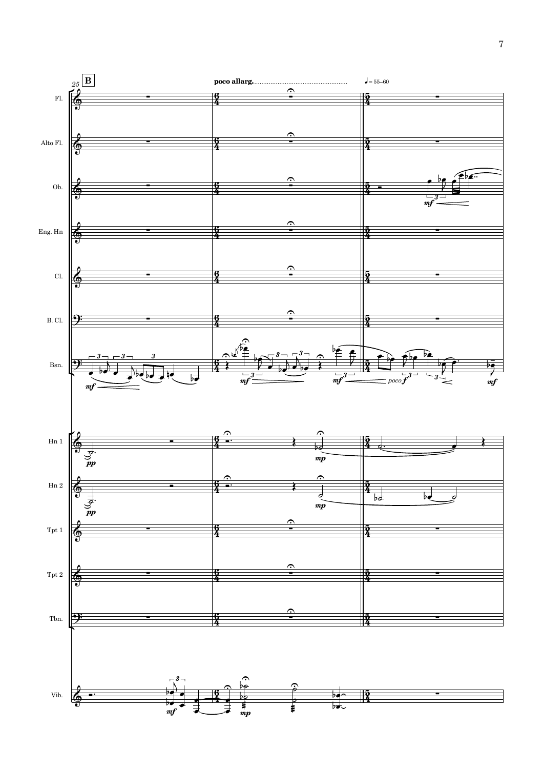**B**

poco allarg. ♩ = 55–60

Fl.

Alto Fl.

Ob.

Eng. Hn

Cl.

B. Cl.

Bsn.

Hn 1

Hn 2

Tpt 1

Tpt 2

Tbn.

Vib.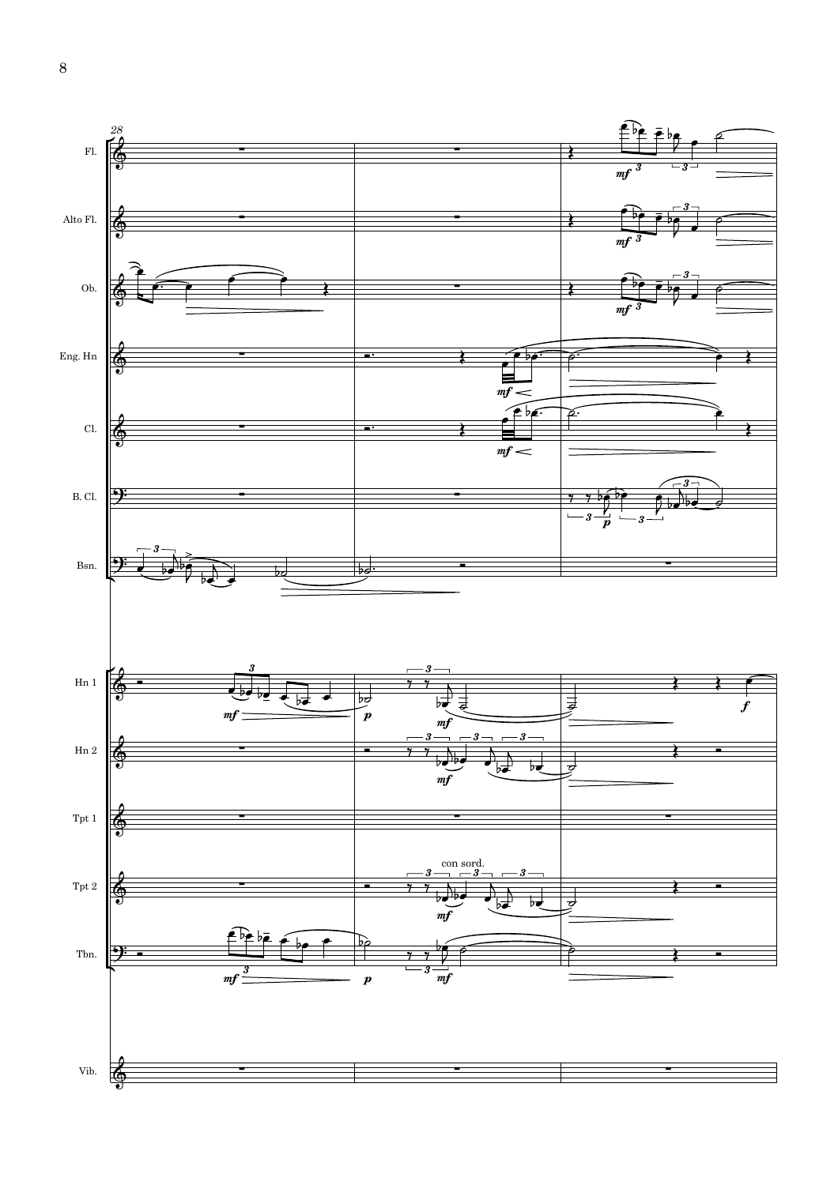Fl.

Alto Fl.

Ob.

Eng. Hn

Cl.

B. Cl.

Bsn.

Hn 1

Hn 2

Tpt 1

Tpt 2

con sord.

Tbn.

Vib.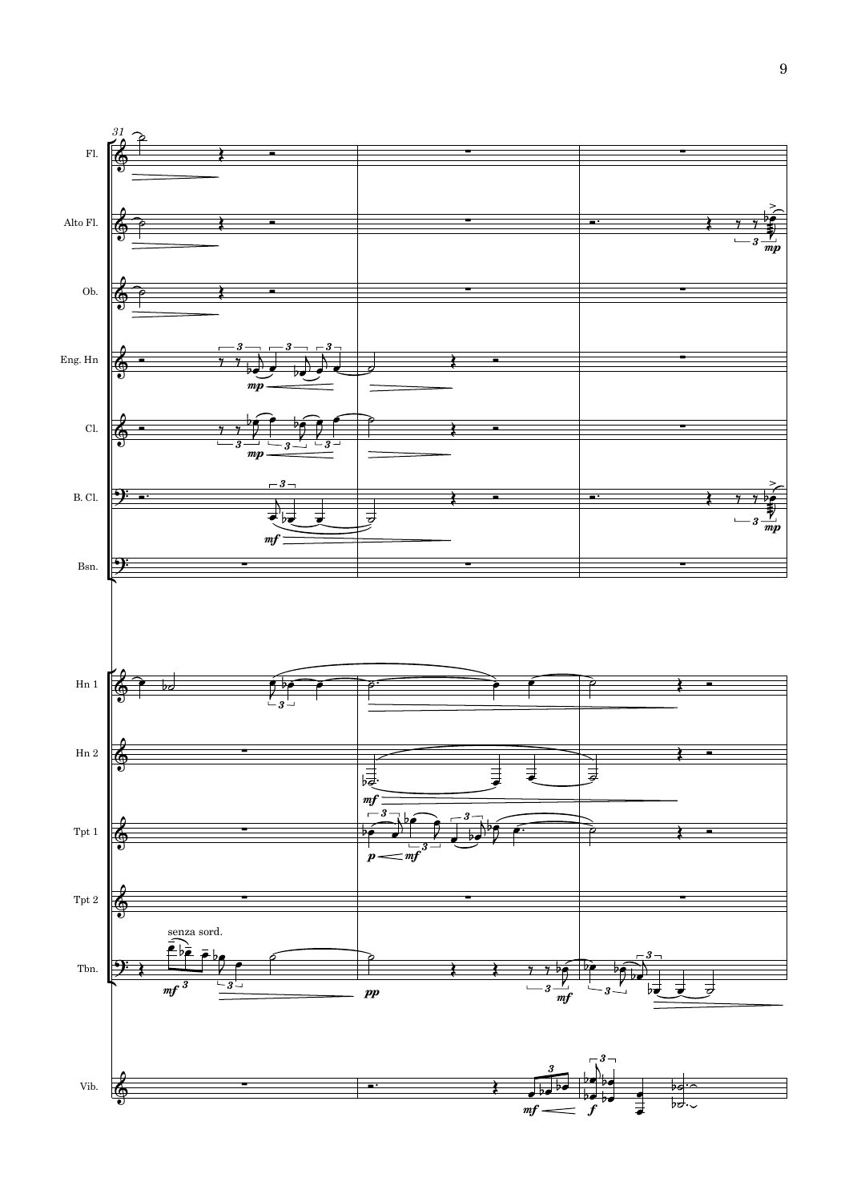31

Fl.

Alto Fl.

Ob.

Eng. Hn

Cl.

B. Cl.

Bsn.

Hn 1

Hn 2

Tpt 1

Tpt 2

Tbn.

senza sord.

Vib.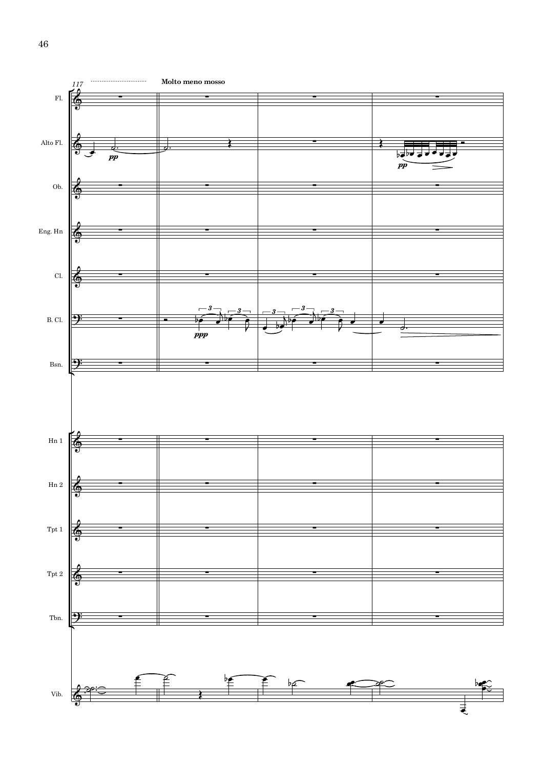**Molto meno mosso**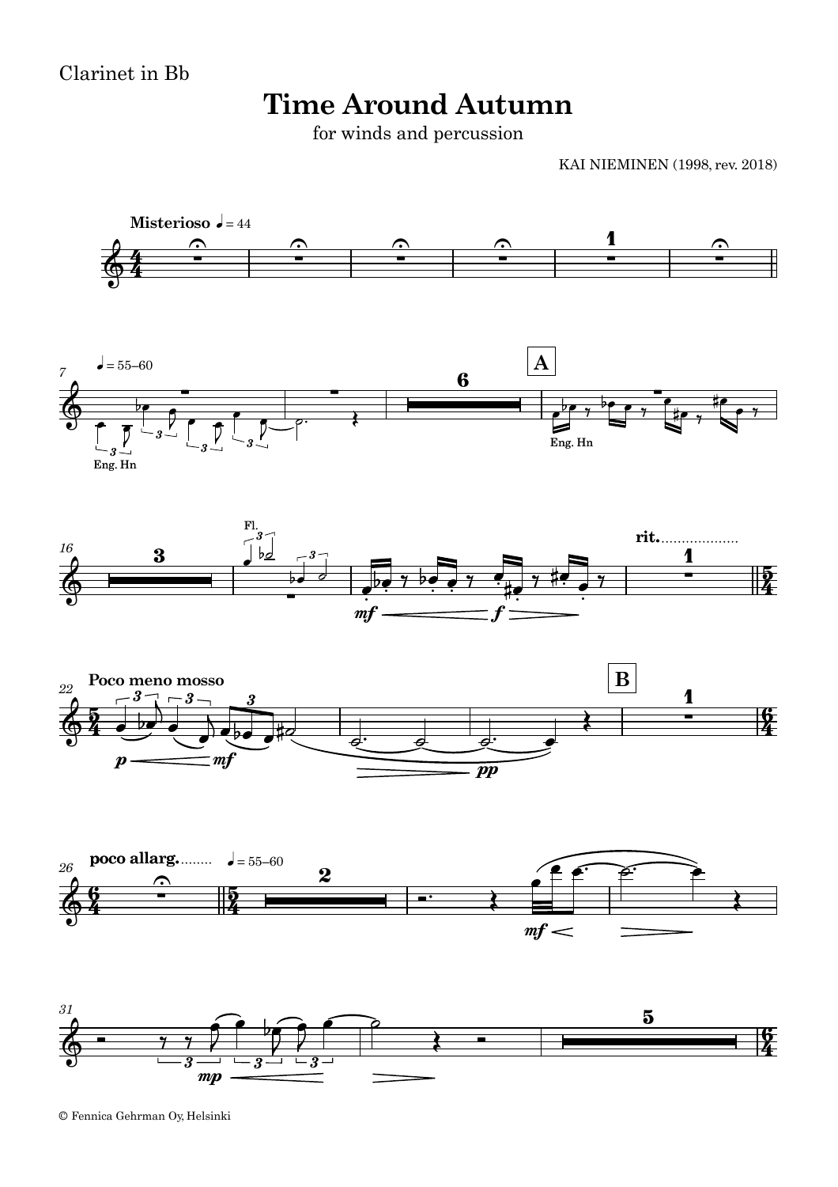Clarinet in Bb

# Time Around Autumn

for winds and percussion

KAI NIEMINEN (1998, rev. 2018)

© Fennica Gehrman Oy, Helsinki